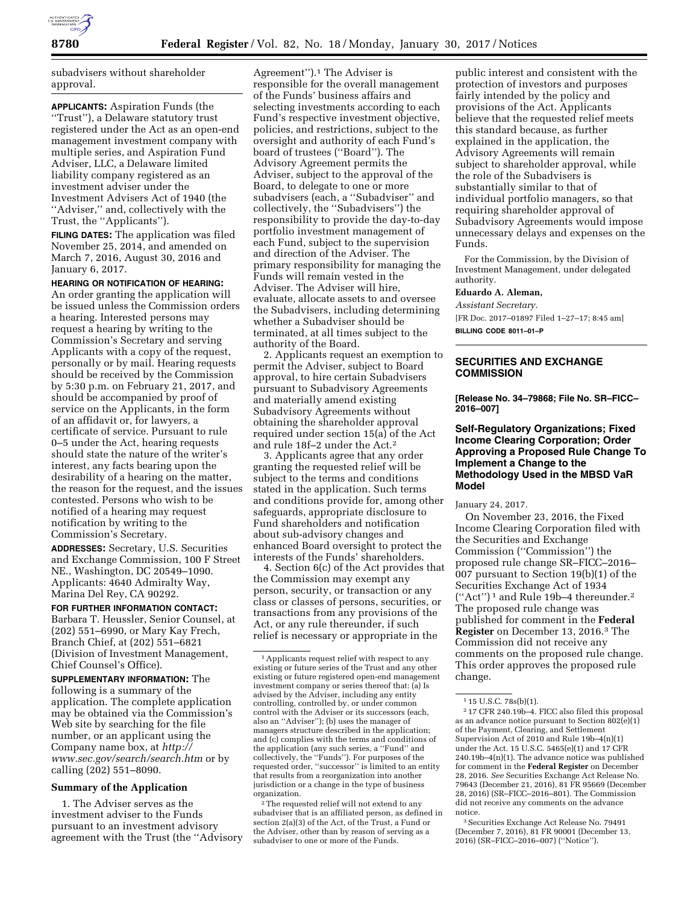subadvisers without shareholder approval.

**APPLICANTS:** Aspiration Funds (the "Trust"), a Delaware statutory trust registered under the Act as an open-end management investment company with multiple series, and Aspiration Fund Adviser, LLC, a Delaware limited liability company registered as an investment adviser under the Investment Advisers Act of 1940 (the "Adviser," and, collectively with the Trust, the "Applicants").

**FILING DATES:** The application was filed November 25, 2014, and amended on March 7, 2016, August 30, 2016 and January 6, 2017.

**HEARING OR NOTIFICATION OF HEARING:** An order granting the application will be issued unless the Commission orders a hearing. Interested persons may request a hearing by writing to the Commission's Secretary and serving Applicants with a copy of the request, personally or by mail. Hearing requests should be received by the Commission by 5:30 p.m. on February 21, 2017, and should be accompanied by proof of service on the Applicants, in the form of an affidavit or, for lawyers, a certificate of service. Pursuant to rule 0–5 under the Act, hearing requests should state the nature of the writer's interest, any facts bearing upon the desirability of a hearing on the matter, the reason for the request, and the issues contested. Persons who wish to be notified of a hearing may request notification by writing to the Commission's Secretary.

**ADDRESSES:** Secretary, U.S. Securities and Exchange Commission, 100 F Street NE., Washington, DC 20549–1090. Applicants: 4640 Admiralty Way, Marina Del Rey, CA 90292.

**FOR FURTHER INFORMATION CONTACT:** Barbara T. Heussler, Senior Counsel, at (202) 551–6990, or Mary Kay Frech, Branch Chief, at (202) 551–6821 (Division of Investment Management, Chief Counsel's Office).

**SUPPLEMENTARY INFORMATION:** The following is a summary of the application. The complete application may be obtained via the Commission's Web site by searching for the file number, or an applicant using the Company name box, at *http://www.sec.gov/search/search.htm* or by calling (202) 551–8090.

## Summary of the Application

1. The Adviser serves as the investment adviser to the Funds pursuant to an investment advisory agreement with the Trust (the "Advisory Agreement").[1] The Adviser is responsible for the overall management of the Funds' business affairs and selecting investments according to each Fund's respective investment objective, policies, and restrictions, subject to the oversight and authority of each Fund's board of trustees ("Board"). The Advisory Agreement permits the Adviser, subject to the approval of the Board, to delegate to one or more subadvisers (each, a "Subadviser" and collectively, the "Subadvisers") the responsibility to provide the day-to-day portfolio investment management of each Fund, subject to the supervision and direction of the Adviser. The primary responsibility for managing the Funds will remain vested in the Adviser. The Adviser will hire, evaluate, allocate assets to and oversee the Subadvisers, including determining whether a Subadviser should be terminated, at all times subject to the authority of the Board.

2. Applicants request an exemption to permit the Adviser, subject to Board approval, to hire certain Subadvisers pursuant to Subadvisory Agreements and materially amend existing Subadvisory Agreements without obtaining the shareholder approval required under section 15(a) of the Act and rule 18f–2 under the Act.[2]

3. Applicants agree that any order granting the requested relief will be subject to the terms and conditions stated in the application. Such terms and conditions provide for, among other safeguards, appropriate disclosure to Fund shareholders and notification about sub-advisory changes and enhanced Board oversight to protect the interests of the Funds' shareholders.

4. Section 6(c) of the Act provides that the Commission may exempt any person, security, or transaction or any class or classes of persons, securities, or transactions from any provisions of the Act, or any rule thereunder, if such relief is necessary or appropriate in the public interest and consistent with the protection of investors and purposes fairly intended by the policy and provisions of the Act. Applicants believe that the requested relief meets this standard because, as further explained in the application, the Advisory Agreements will remain subject to shareholder approval, while the role of the Subadvisers is substantially similar to that of individual portfolio managers, so that requiring shareholder approval of Subadvisory Agreements would impose unnecessary delays and expenses on the Funds.

For the Commission, by the Division of Investment Management, under delegated authority.

**Eduardo A. Aleman,**

*Assistant Secretary.*

[FR Doc. 2017–01897 Filed 1–27–17; 8:45 am]

**BILLING CODE 8011–01–P**

[1] Applicants request relief with respect to any existing or future series of the Trust and any other existing or future registered open-end management investment company or series thereof that: (a) Is advised by the Adviser, including any entity controlling, controlled by, or under common control with the Adviser or its successors (each, also an "Adviser"); (b) uses the manager of managers structure described in the application; and (c) complies with the terms and conditions of the application (any such series, a "Fund" and collectively, the "Funds"). For purposes of the requested order, "successor" is limited to an entity that results from a reorganization into another jurisdiction or a change in the type of business organization.

[2] The requested relief will not extend to any subadviser that is an affiliated person, as defined in section 2(a)(3) of the Act, of the Trust, a Fund or the Adviser, other than by reason of serving as a subadviser to one or more of the Funds.

## SECURITIES AND EXCHANGE COMMISSION

**[Release No. 34–79868; File No. SR–FICC–2016–007]**

### Self-Regulatory Organizations; Fixed Income Clearing Corporation; Order Approving a Proposed Rule Change To Implement a Change to the Methodology Used in the MBSD VaR Model

January 24, 2017.

On November 23, 2016, the Fixed Income Clearing Corporation filed with the Securities and Exchange Commission ("Commission") the proposed rule change SR–FICC–2016–007 pursuant to Section 19(b)(1) of the Securities Exchange Act of 1934 ("Act")[1] and Rule 19b–4 thereunder.[2] The proposed rule change was published for comment in the **Federal Register** on December 13, 2016.[3] The Commission did not receive any comments on the proposed rule change. This order approves the proposed rule change.

[1] 15 U.S.C. 78s(b)(1).

[2] 17 CFR 240.19b–4. FICC also filed this proposal as an advance notice pursuant to Section 802(e)(1) of the Payment, Clearing, and Settlement Supervision Act of 2010 and Rule 19b–4(n)(1) under the Act. 15 U.S.C. 5465(e)(1) and 17 CFR 240.19b–4(n)(1). The advance notice was published for comment in the **Federal Register** on December 28, 2016. *See* Securities Exchange Act Release No. 79643 (December 21, 2016), 81 FR 95669 (December 28, 2016) (SR–FICC–2016–801). The Commission did not receive any comments on the advance notice.

[3] Securities Exchange Act Release No. 79491 (December 7, 2016), 81 FR 90001 (December 13, 2016) (SR–FICC–2016–007) ("Notice").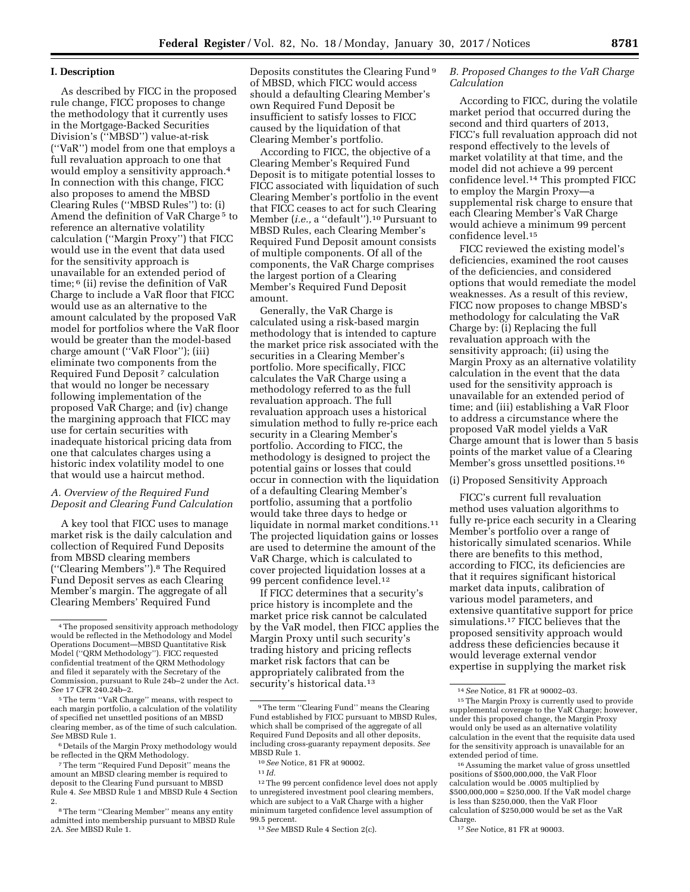## I. Description

As described by FICC in the proposed rule change, FICC proposes to change the methodology that it currently uses in the Mortgage-Backed Securities Division's ("MBSD") value-at-risk ("VaR") model from one that employs a full revaluation approach to one that would employ a sensitivity approach.[4] In connection with this change, FICC also proposes to amend the MBSD Clearing Rules ("MBSD Rules") to: (i) Amend the definition of VaR Charge[5] to reference an alternative volatility calculation ("Margin Proxy") that FICC would use in the event that data used for the sensitivity approach is unavailable for an extended period of time;[6] (ii) revise the definition of VaR Charge to include a VaR floor that FICC would use as an alternative to the amount calculated by the proposed VaR model for portfolios where the VaR floor would be greater than the model-based charge amount ("VaR Floor"); (iii) eliminate two components from the Required Fund Deposit[7] calculation that would no longer be necessary following implementation of the proposed VaR Charge; and (iv) change the margining approach that FICC may use for certain securities with inadequate historical pricing data from one that calculates charges using a historic index volatility model to one that would use a haircut method.

### A. Overview of the Required Fund Deposit and Clearing Fund Calculation

A key tool that FICC uses to manage market risk is the daily calculation and collection of Required Fund Deposits from MBSD clearing members ("Clearing Members").[8] The Required Fund Deposit serves as each Clearing Member's margin. The aggregate of all Clearing Members' Required Fund Deposits constitutes the Clearing Fund[9] of MBSD, which FICC would access should a defaulting Clearing Member's own Required Fund Deposit be insufficient to satisfy losses to FICC caused by the liquidation of that Clearing Member's portfolio.

According to FICC, the objective of a Clearing Member's Required Fund Deposit is to mitigate potential losses to FICC associated with liquidation of such Clearing Member's portfolio in the event that FICC ceases to act for such Clearing Member (*i.e.,* a "default").[10] Pursuant to MBSD Rules, each Clearing Member's Required Fund Deposit amount consists of multiple components. Of all of the components, the VaR Charge comprises the largest portion of a Clearing Member's Required Fund Deposit amount.

Generally, the VaR Charge is calculated using a risk-based margin methodology that is intended to capture the market price risk associated with the securities in a Clearing Member's portfolio. More specifically, FICC calculates the VaR Charge using a methodology referred to as the full revaluation approach. The full revaluation approach uses a historical simulation method to fully re-price each security in a Clearing Member's portfolio. According to FICC, the methodology is designed to project the potential gains or losses that could occur in connection with the liquidation of a defaulting Clearing Member's portfolio, assuming that a portfolio would take three days to hedge or liquidate in normal market conditions.[11] The projected liquidation gains or losses are used to determine the amount of the VaR Charge, which is calculated to cover projected liquidation losses at a 99 percent confidence level.[12]

If FICC determines that a security's price history is incomplete and the market price risk cannot be calculated by the VaR model, then FICC applies the Margin Proxy until such security's trading history and pricing reflects market risk factors that can be appropriately calibrated from the security's historical data.[13]

### B. Proposed Changes to the VaR Charge Calculation

According to FICC, during the volatile market period that occurred during the second and third quarters of 2013, FICC's full revaluation approach did not respond effectively to the levels of market volatility at that time, and the model did not achieve a 99 percent confidence level.[14] This prompted FICC to employ the Margin Proxy—a supplemental risk charge to ensure that each Clearing Member's VaR Charge would achieve a minimum 99 percent confidence level.[15]

FICC reviewed the existing model's deficiencies, examined the root causes of the deficiencies, and considered options that would remediate the model weaknesses. As a result of this review, FICC now proposes to change MBSD's methodology for calculating the VaR Charge by: (i) Replacing the full revaluation approach with the sensitivity approach; (ii) using the Margin Proxy as an alternative volatility calculation in the event that the data used for the sensitivity approach is unavailable for an extended period of time; and (iii) establishing a VaR Floor to address a circumstance where the proposed VaR model yields a VaR Charge amount that is lower than 5 basis points of the market value of a Clearing Member's gross unsettled positions.[16]

#### (i) Proposed Sensitivity Approach

FICC's current full revaluation method uses valuation algorithms to fully re-price each security in a Clearing Member's portfolio over a range of historically simulated scenarios. While there are benefits to this method, according to FICC, its deficiencies are that it requires significant historical market data inputs, calibration of various model parameters, and extensive quantitative support for price simulations.[17] FICC believes that the proposed sensitivity approach would address these deficiencies because it would leverage external vendor expertise in supplying the market risk

---

[4] The proposed sensitivity approach methodology would be reflected in the Methodology and Model Operations Document—MBSD Quantitative Risk Model ("QRM Methodology"). FICC requested confidential treatment of the QRM Methodology and filed it separately with the Secretary of the Commission, pursuant to Rule 24b–2 under the Act. *See* 17 CFR 240.24b–2.

[5] The term "VaR Charge" means, with respect to each margin portfolio, a calculation of the volatility of specified net unsettled positions of an MBSD clearing member, as of the time of such calculation. *See* MBSD Rule 1.

[6] Details of the Margin Proxy methodology would be reflected in the QRM Methodology.

[7] The term "Required Fund Deposit" means the amount an MBSD clearing member is required to deposit to the Clearing Fund pursuant to MBSD Rule 4. *See* MBSD Rule 1 and MBSD Rule 4 Section 2.

[8] The term "Clearing Member" means any entity admitted into membership pursuant to MBSD Rule 2A. *See* MBSD Rule 1.

[9] The term "Clearing Fund" means the Clearing Fund established by FICC pursuant to MBSD Rules, which shall be comprised of the aggregate of all Required Fund Deposits and all other deposits, including cross-guaranty repayment deposits. *See* MBSD Rule 1.

[10] *See* Notice, 81 FR at 90002.

[11] *Id.*

[12] The 99 percent confidence level does not apply to unregistered investment pool clearing members, which are subject to a VaR Charge with a higher minimum targeted confidence level assumption of 99.5 percent.

[13] *See* MBSD Rule 4 Section 2(c).

[14] *See* Notice, 81 FR at 90002–03.

[15] The Margin Proxy is currently used to provide supplemental coverage to the VaR Charge; however, under this proposed change, the Margin Proxy would only be used as an alternative volatility calculation in the event that the requisite data used for the sensitivity approach is unavailable for an extended period of time.

[16] Assuming the market value of gross unsettled positions of $500,000,000, the VaR Floor calculation would be .0005 multiplied by $500,000,000 = $250,000. If the VaR model charge is less than $250,000, then the VaR Floor calculation of $250,000 would be set as the VaR Charge.

[17] *See* Notice, 81 FR at 90003.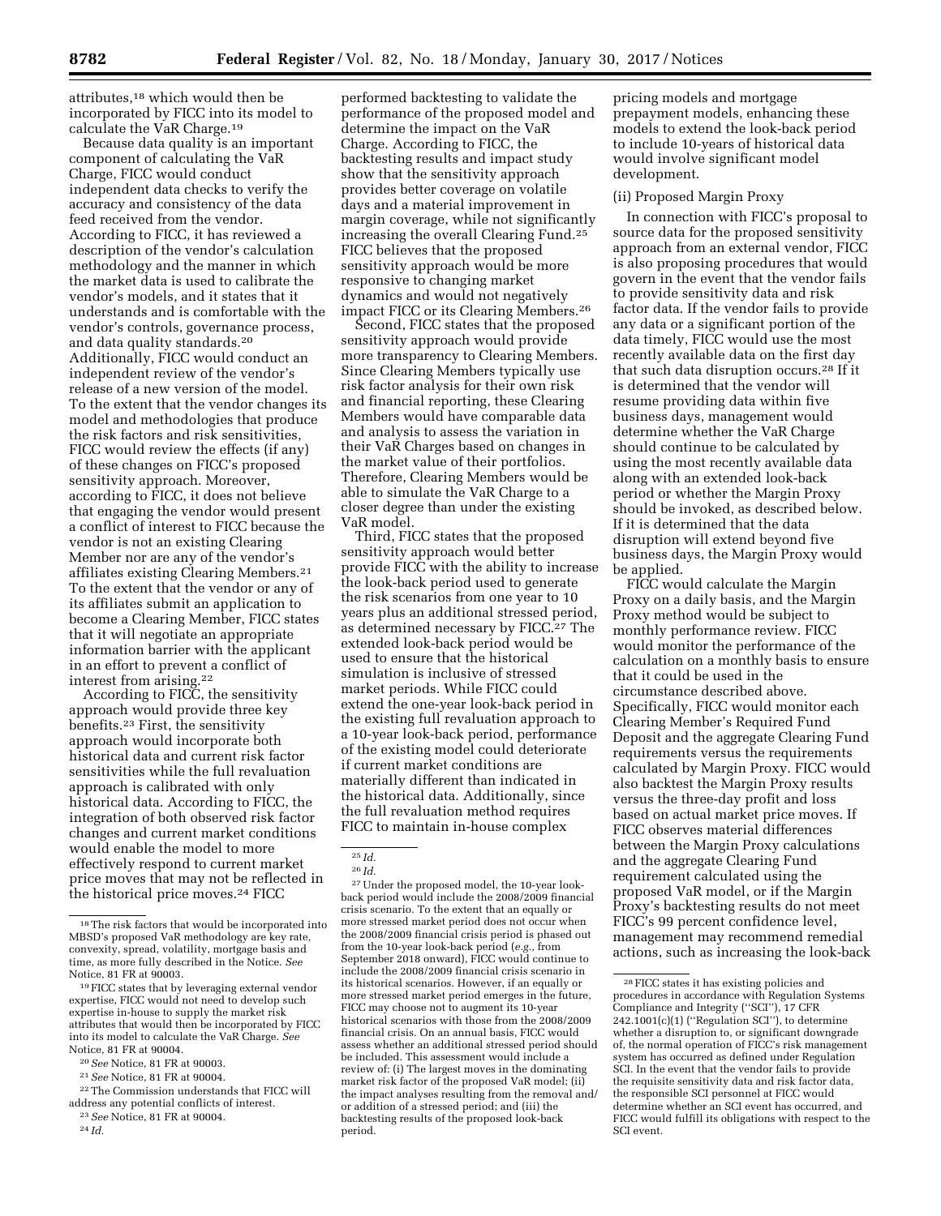attributes,[18] which would then be incorporated by FICC into its model to calculate the VaR Charge.[19]

Because data quality is an important component of calculating the VaR Charge, FICC would conduct independent data checks to verify the accuracy and consistency of the data feed received from the vendor. According to FICC, it has reviewed a description of the vendor's calculation methodology and the manner in which the market data is used to calibrate the vendor's models, and it states that it understands and is comfortable with the vendor's controls, governance process, and data quality standards.[20] Additionally, FICC would conduct an independent review of the vendor's release of a new version of the model. To the extent that the vendor changes its model and methodologies that produce the risk factors and risk sensitivities, FICC would review the effects (if any) of these changes on FICC's proposed sensitivity approach. Moreover, according to FICC, it does not believe that engaging the vendor would present a conflict of interest to FICC because the vendor is not an existing Clearing Member nor are any of the vendor's affiliates existing Clearing Members.[21] To the extent that the vendor or any of its affiliates submit an application to become a Clearing Member, FICC states that it will negotiate an appropriate information barrier with the applicant in an effort to prevent a conflict of interest from arising.[22]

According to FICC, the sensitivity approach would provide three key benefits.[23] First, the sensitivity approach would incorporate both historical data and current risk factor sensitivities while the full revaluation approach is calibrated with only historical data. According to FICC, the integration of both observed risk factor changes and current market conditions would enable the model to more effectively respond to current market price moves that may not be reflected in the historical price moves.[24] FICC performed backtesting to validate the performance of the proposed model and determine the impact on the VaR Charge. According to FICC, the backtesting results and impact study show that the sensitivity approach provides better coverage on volatile days and a material improvement in margin coverage, while not significantly increasing the overall Clearing Fund.[25] FICC believes that the proposed sensitivity approach would be more responsive to changing market dynamics and would not negatively impact FICC or its Clearing Members.[26]

Second, FICC states that the proposed sensitivity approach would provide more transparency to Clearing Members. Since Clearing Members typically use risk factor analysis for their own risk and financial reporting, these Clearing Members would have comparable data and analysis to assess the variation in their VaR Charges based on changes in the market value of their portfolios. Therefore, Clearing Members would be able to simulate the VaR Charge to a closer degree than under the existing VaR model.

Third, FICC states that the proposed sensitivity approach would better provide FICC with the ability to increase the look-back period used to generate the risk scenarios from one year to 10 years plus an additional stressed period, as determined necessary by FICC.[27] The extended look-back period would be used to ensure that the historical simulation is inclusive of stressed market periods. While FICC could extend the one-year look-back period in the existing full revaluation approach to a 10-year look-back period, performance of the existing model could deteriorate if current market conditions are materially different than indicated in the historical data. Additionally, since the full revaluation method requires FICC to maintain in-house complex pricing models and mortgage prepayment models, enhancing these models to extend the look-back period to include 10-years of historical data would involve significant model development.

(ii) Proposed Margin Proxy

In connection with FICC's proposal to source data for the proposed sensitivity approach from an external vendor, FICC is also proposing procedures that would govern in the event that the vendor fails to provide sensitivity data and risk factor data. If the vendor fails to provide any data or a significant portion of the data timely, FICC would use the most recently available data on the first day that such data disruption occurs.[28] If it is determined that the vendor will resume providing data within five business days, management would determine whether the VaR Charge should continue to be calculated by using the most recently available data along with an extended look-back period or whether the Margin Proxy should be invoked, as described below. If it is determined that the data disruption will extend beyond five business days, the Margin Proxy would be applied.

FICC would calculate the Margin Proxy on a daily basis, and the Margin Proxy method would be subject to monthly performance review. FICC would monitor the performance of the calculation on a monthly basis to ensure that it could be used in the circumstance described above. Specifically, FICC would monitor each Clearing Member's Required Fund Deposit and the aggregate Clearing Fund requirements versus the requirements calculated by Margin Proxy. FICC would also backtest the Margin Proxy results versus the three-day profit and loss based on actual market price moves. If FICC observes material differences between the Margin Proxy calculations and the aggregate Clearing Fund requirement calculated using the proposed VaR model, or if the Margin Proxy's backtesting results do not meet FICC's 99 percent confidence level, management may recommend remedial actions, such as increasing the look-back

---

[18] The risk factors that would be incorporated into MBSD's proposed VaR methodology are key rate, convexity, spread, volatility, mortgage basis and time, as more fully described in the Notice. *See* Notice, 81 FR at 90003.

[19] FICC states that by leveraging external vendor expertise, FICC would not need to develop such expertise in-house to supply the market risk attributes that would then be incorporated by FICC into its model to calculate the VaR Charge. *See* Notice, 81 FR at 90004.

[20] *See* Notice, 81 FR at 90003.

[21] *See* Notice, 81 FR at 90004.

[22] The Commission understands that FICC will address any potential conflicts of interest.

[23] *See* Notice, 81 FR at 90004.

[24] *Id.*

[25] *Id.*

[26] *Id.*

[27] Under the proposed model, the 10-year look-back period would include the 2008/2009 financial crisis scenario. To the extent that an equally or more stressed market period does not occur when the 2008/2009 financial crisis period is phased out from the 10-year look-back period (*e.g.,* from September 2018 onward), FICC would continue to include the 2008/2009 financial crisis scenario in its historical scenarios. However, if an equally or more stressed market period emerges in the future, FICC may choose not to augment its 10-year historical scenarios with those from the 2008/2009 financial crisis. On an annual basis, FICC would assess whether an additional stressed period should be included. This assessment would include a review of: (i) The largest moves in the dominating market risk factor of the proposed VaR model; (ii) the impact analyses resulting from the removal and/or addition of a stressed period; and (iii) the backtesting results of the proposed look-back period.

[28] FICC states it has existing policies and procedures in accordance with Regulation Systems Compliance and Integrity (''SCI''), 17 CFR 242.1001(c)(1) (''Regulation SCI''), to determine whether a disruption to, or significant downgrade of, the normal operation of FICC's risk management system has occurred as defined under Regulation SCI. In the event that the vendor fails to provide the requisite sensitivity data and risk factor data, the responsible SCI personnel at FICC would determine whether an SCI event has occurred, and FICC would fulfill its obligations with respect to the SCI event.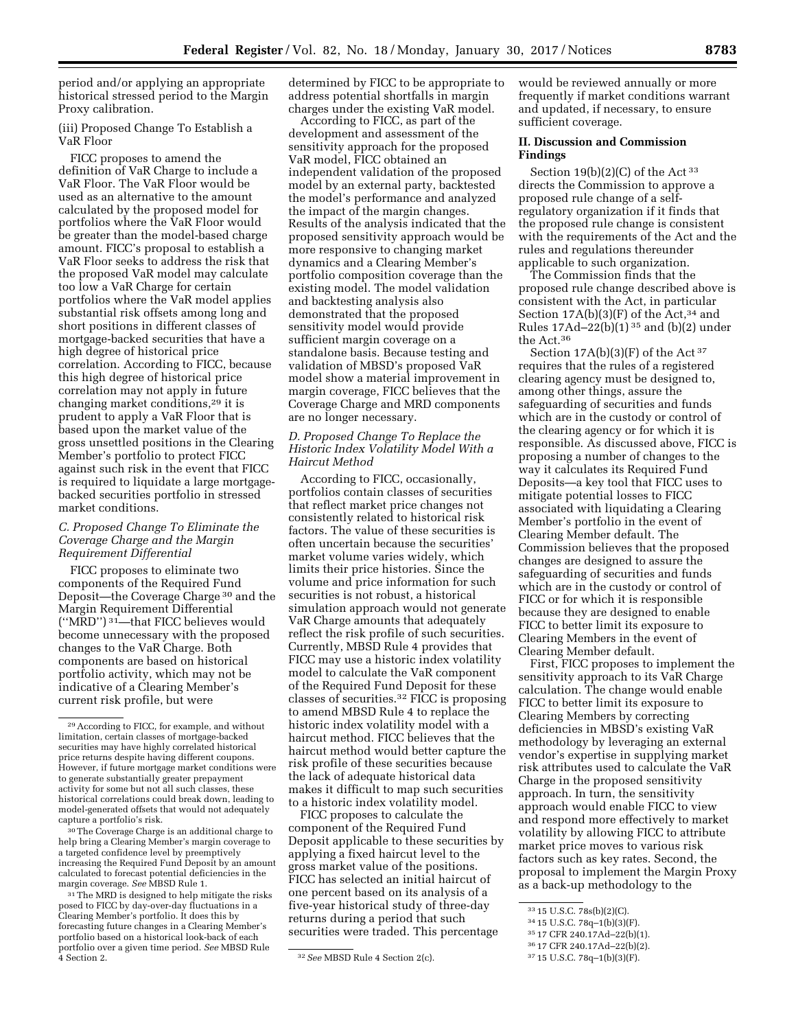period and/or applying an appropriate historical stressed period to the Margin Proxy calibration.

(iii) Proposed Change To Establish a VaR Floor

FICC proposes to amend the definition of VaR Charge to include a VaR Floor. The VaR Floor would be used as an alternative to the amount calculated by the proposed model for portfolios where the VaR Floor would be greater than the model-based charge amount. FICC's proposal to establish a VaR Floor seeks to address the risk that the proposed VaR model may calculate too low a VaR Charge for certain portfolios where the VaR model applies substantial risk offsets among long and short positions in different classes of mortgage-backed securities that have a high degree of historical price correlation. According to FICC, because this high degree of historical price correlation may not apply in future changing market conditions,[29] it is prudent to apply a VaR Floor that is based upon the market value of the gross unsettled positions in the Clearing Member's portfolio to protect FICC against such risk in the event that FICC is required to liquidate a large mortgage-backed securities portfolio in stressed market conditions.

*C. Proposed Change To Eliminate the Coverage Charge and the Margin Requirement Differential*

FICC proposes to eliminate two components of the Required Fund Deposit—the Coverage Charge [30] and the Margin Requirement Differential ("MRD") [31]—that FICC believes would become unnecessary with the proposed changes to the VaR Charge. Both components are based on historical portfolio activity, which may not be indicative of a Clearing Member's current risk profile, but were determined by FICC to be appropriate to address potential shortfalls in margin charges under the existing VaR model.

According to FICC, as part of the development and assessment of the sensitivity approach for the proposed VaR model, FICC obtained an independent validation of the proposed model by an external party, backtested the model's performance and analyzed the impact of the margin changes. Results of the analysis indicated that the proposed sensitivity approach would be more responsive to changing market dynamics and a Clearing Member's portfolio composition coverage than the existing model. The model validation and backtesting analysis also demonstrated that the proposed sensitivity model would provide sufficient margin coverage on a standalone basis. Because testing and validation of MBSD's proposed VaR model show a material improvement in margin coverage, FICC believes that the Coverage Charge and MRD components are no longer necessary.

*D. Proposed Change To Replace the Historic Index Volatility Model With a Haircut Method*

According to FICC, occasionally, portfolios contain classes of securities that reflect market price changes not consistently related to historical risk factors. The value of these securities is often uncertain because the securities' market volume varies widely, which limits their price histories. Since the volume and price information for such securities is not robust, a historical simulation approach would not generate VaR Charge amounts that adequately reflect the risk profile of such securities. Currently, MBSD Rule 4 provides that FICC may use a historic index volatility model to calculate the VaR component of the Required Fund Deposit for these classes of securities.[32] FICC is proposing to amend MBSD Rule 4 to replace the historic index volatility model with a haircut method. FICC believes that the haircut method would better capture the risk profile of these securities because the lack of adequate historical data makes it difficult to map such securities to a historic index volatility model.

FICC proposes to calculate the component of the Required Fund Deposit applicable to these securities by applying a fixed haircut level to the gross market value of the positions. FICC has selected an initial haircut of one percent based on its analysis of a five-year historical study of three-day returns during a period that such securities were traded. This percentage would be reviewed annually or more frequently if market conditions warrant and updated, if necessary, to ensure sufficient coverage.

## II. Discussion and Commission Findings

Section 19(b)(2)(C) of the Act [33] directs the Commission to approve a proposed rule change of a self-regulatory organization if it finds that the proposed rule change is consistent with the requirements of the Act and the rules and regulations thereunder applicable to such organization.

The Commission finds that the proposed rule change described above is consistent with the Act, in particular Section 17A(b)(3)(F) of the Act,[34] and Rules 17Ad–22(b)(1) [35] and (b)(2) under the Act.[36]

Section 17A(b)(3)(F) of the Act [37] requires that the rules of a registered clearing agency must be designed to, among other things, assure the safeguarding of securities and funds which are in the custody or control of the clearing agency or for which it is responsible. As discussed above, FICC is proposing a number of changes to the way it calculates its Required Fund Deposits—a key tool that FICC uses to mitigate potential losses to FICC associated with liquidating a Clearing Member's portfolio in the event of Clearing Member default. The Commission believes that the proposed changes are designed to assure the safeguarding of securities and funds which are in the custody or control of FICC or for which it is responsible because they are designed to enable FICC to better limit its exposure to Clearing Members in the event of Clearing Member default.

First, FICC proposes to implement the sensitivity approach to its VaR Charge calculation. The change would enable FICC to better limit its exposure to Clearing Members by correcting deficiencies in MBSD's existing VaR methodology by leveraging an external vendor's expertise in supplying market risk attributes used to calculate the VaR Charge in the proposed sensitivity approach. In turn, the sensitivity approach would enable FICC to view and respond more effectively to market volatility by allowing FICC to attribute market price moves to various risk factors such as key rates. Second, the proposal to implement the Margin Proxy as a back-up methodology to the

---

[29] According to FICC, for example, and without limitation, certain classes of mortgage-backed securities may have highly correlated historical price returns despite having different coupons. However, if future mortgage market conditions were to generate substantially greater prepayment activity for some but not all such classes, these historical correlations could break down, leading to model-generated offsets that would not adequately capture a portfolio's risk.

[30] The Coverage Charge is an additional charge to help bring a Clearing Member's margin coverage to a targeted confidence level by preemptively increasing the Required Fund Deposit by an amount calculated to forecast potential deficiencies in the margin coverage. *See* MBSD Rule 1.

[31] The MRD is designed to help mitigate the risks posed to FICC by day-over-day fluctuations in a Clearing Member's portfolio. It does this by forecasting future changes in a Clearing Member's portfolio based on a historical look-back of each portfolio over a given time period. *See* MBSD Rule 4 Section 2.

[32] *See* MBSD Rule 4 Section 2(c).

[33] 15 U.S.C. 78s(b)(2)(C).

[34] 15 U.S.C. 78q–1(b)(3)(F).

[35] 17 CFR 240.17Ad–22(b)(1).

[36] 17 CFR 240.17Ad–22(b)(2).

[37] 15 U.S.C. 78q–1(b)(3)(F).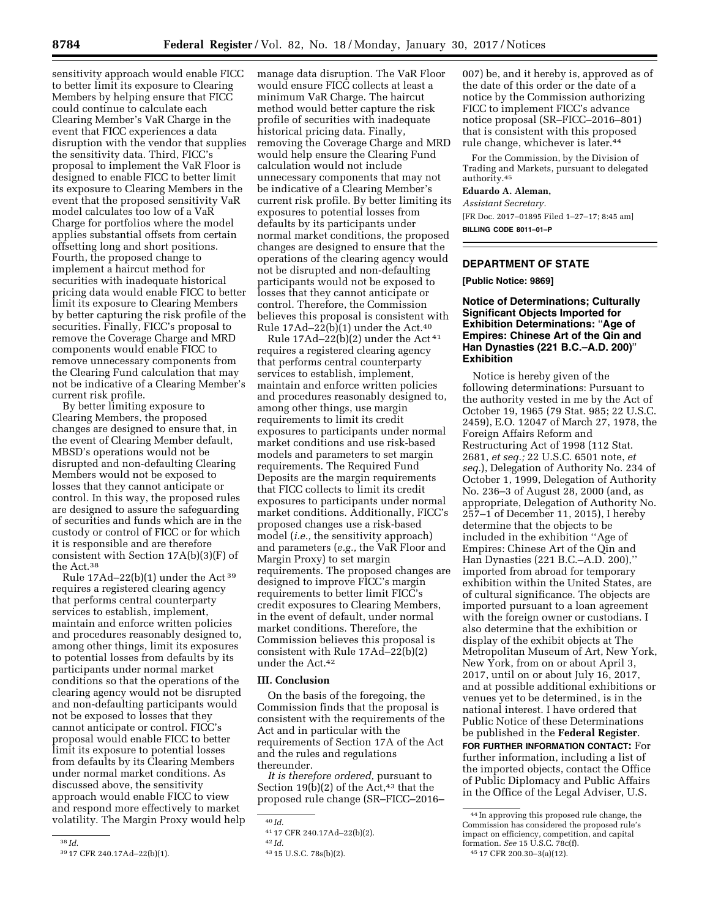sensitivity approach would enable FICC to better limit its exposure to Clearing Members by helping ensure that FICC could continue to calculate each Clearing Member's VaR Charge in the event that FICC experiences a data disruption with the vendor that supplies the sensitivity data. Third, FICC's proposal to implement the VaR Floor is designed to enable FICC to better limit its exposure to Clearing Members in the event that the proposed sensitivity VaR model calculates too low of a VaR Charge for portfolios where the model applies substantial offsets from certain offsetting long and short positions. Fourth, the proposed change to implement a haircut method for securities with inadequate historical pricing data would enable FICC to better limit its exposure to Clearing Members by better capturing the risk profile of the securities. Finally, FICC's proposal to remove the Coverage Charge and MRD components would enable FICC to remove unnecessary components from the Clearing Fund calculation that may not be indicative of a Clearing Member's current risk profile.

By better limiting exposure to Clearing Members, the proposed changes are designed to ensure that, in the event of Clearing Member default, MBSD's operations would not be disrupted and non-defaulting Clearing Members would not be exposed to losses that they cannot anticipate or control. In this way, the proposed rules are designed to assure the safeguarding of securities and funds which are in the custody or control of FICC or for which it is responsible and are therefore consistent with Section 17A(b)(3)(F) of the Act.[38]

Rule 17Ad–22(b)(1) under the Act[39] requires a registered clearing agency that performs central counterparty services to establish, implement, maintain and enforce written policies and procedures reasonably designed to, among other things, limit its exposures to potential losses from defaults by its participants under normal market conditions so that the operations of the clearing agency would not be disrupted and non-defaulting participants would not be exposed to losses that they cannot anticipate or control. FICC's proposal would enable FICC to better limit its exposure to potential losses from defaults by its Clearing Members under normal market conditions. As discussed above, the sensitivity approach would enable FICC to view and respond more effectively to market volatility. The Margin Proxy would help manage data disruption. The VaR Floor would ensure FICC collects at least a minimum VaR Charge. The haircut method would better capture the risk profile of securities with inadequate historical pricing data. Finally, removing the Coverage Charge and MRD would help ensure the Clearing Fund calculation would not include unnecessary components that may not be indicative of a Clearing Member's current risk profile. By better limiting its exposures to potential losses from defaults by its participants under normal market conditions, the proposed changes are designed to ensure that the operations of the clearing agency would not be disrupted and non-defaulting participants would not be exposed to losses that they cannot anticipate or control. Therefore, the Commission believes this proposal is consistent with Rule 17Ad–22(b)(1) under the Act.[40]

Rule 17Ad–22(b)(2) under the Act[41] requires a registered clearing agency that performs central counterparty services to establish, implement, maintain and enforce written policies and procedures reasonably designed to, among other things, use margin requirements to limit its credit exposures to participants under normal market conditions and use risk-based models and parameters to set margin requirements. The Required Fund Deposits are the margin requirements that FICC collects to limit its credit exposures to participants under normal market conditions. Additionally, FICC's proposed changes use a risk-based model (*i.e.,* the sensitivity approach) and parameters (*e.g.,* the VaR Floor and Margin Proxy) to set margin requirements. The proposed changes are designed to improve FICC's margin requirements to better limit FICC's credit exposures to Clearing Members, in the event of default, under normal market conditions. Therefore, the Commission believes this proposal is consistent with Rule 17Ad–22(b)(2) under the Act.[42]

### III. Conclusion

On the basis of the foregoing, the Commission finds that the proposal is consistent with the requirements of the Act and in particular with the requirements of Section 17A of the Act and the rules and regulations thereunder.

*It is therefore ordered,* pursuant to Section 19(b)(2) of the Act,[43] that the proposed rule change (SR–FICC–2016–007) be, and it hereby is, approved as of the date of this order or the date of a notice by the Commission authorizing FICC to implement FICC's advance notice proposal (SR–FICC–2016–801) that is consistent with this proposed rule change, whichever is later.[44]

For the Commission, by the Division of Trading and Markets, pursuant to delegated authority.[45]

**Eduardo A. Aleman,**

*Assistant Secretary.*

[FR Doc. 2017–01895 Filed 1–27–17; 8:45 am]

**BILLING CODE 8011–01–P**

[38] *Id.*

[39] 17 CFR 240.17Ad–22(b)(1).

[40] *Id.*

[41] 17 CFR 240.17Ad–22(b)(2).

[42] *Id.*

[43] 15 U.S.C. 78s(b)(2).

[44] In approving this proposed rule change, the Commission has considered the proposed rule's impact on efficiency, competition, and capital formation. *See* 15 U.S.C. 78c(f).

[45] 17 CFR 200.30–3(a)(12).

## DEPARTMENT OF STATE

**[Public Notice: 9869]**

### Notice of Determinations; Culturally Significant Objects Imported for Exhibition Determinations: "Age of Empires: Chinese Art of the Qin and Han Dynasties (221 B.C.–A.D. 200)" Exhibition

Notice is hereby given of the following determinations: Pursuant to the authority vested in me by the Act of October 19, 1965 (79 Stat. 985; 22 U.S.C. 2459), E.O. 12047 of March 27, 1978, the Foreign Affairs Reform and Restructuring Act of 1998 (112 Stat. 2681, *et seq.;* 22 U.S.C. 6501 note, *et seq.*), Delegation of Authority No. 234 of October 1, 1999, Delegation of Authority No. 236–3 of August 28, 2000 (and, as appropriate, Delegation of Authority No. 257–1 of December 11, 2015), I hereby determine that the objects to be included in the exhibition "Age of Empires: Chinese Art of the Qin and Han Dynasties (221 B.C.–A.D. 200)," imported from abroad for temporary exhibition within the United States, are of cultural significance. The objects are imported pursuant to a loan agreement with the foreign owner or custodians. I also determine that the exhibition or display of the exhibit objects at The Metropolitan Museum of Art, New York, New York, from on or about April 3, 2017, until on or about July 16, 2017, and at possible additional exhibitions or venues yet to be determined, is in the national interest. I have ordered that Public Notice of these Determinations be published in the **Federal Register**.

**FOR FURTHER INFORMATION CONTACT:** For further information, including a list of the imported objects, contact the Office of Public Diplomacy and Public Affairs in the Office of the Legal Adviser, U.S.